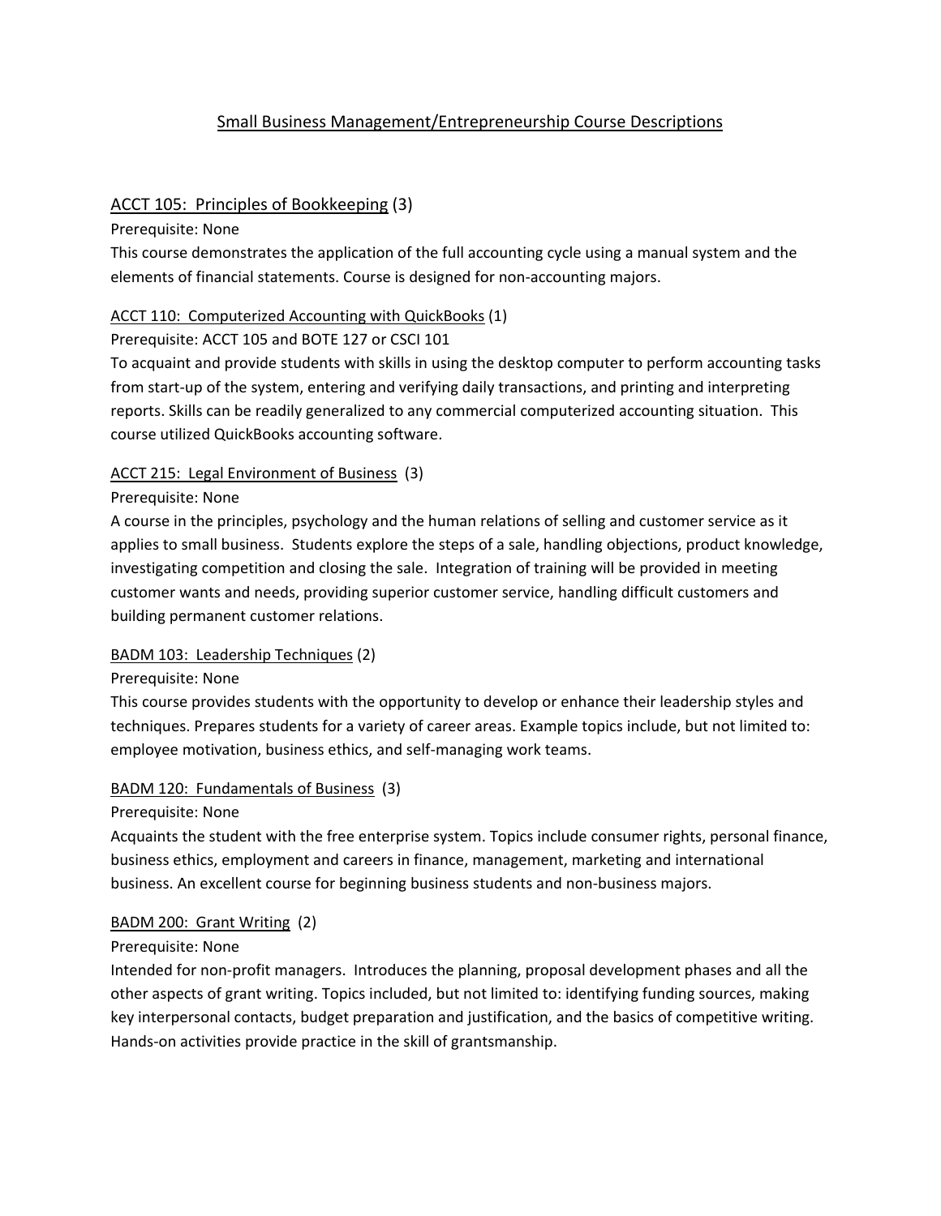# Small Business Management/Entrepreneurship Course Descriptions

## ACCT 105: Principles of Bookkeeping (3)

Prerequisite: None

This course demonstrates the application of the full accounting cycle using a manual system and the elements of financial statements. Course is designed for non-accounting majors.

### ACCT 110: Computerized Accounting with QuickBooks (1)

Prerequisite: ACCT 105 and BOTE 127 or CSCI 101

To acquaint and provide students with skills in using the desktop computer to perform accounting tasks from start-up of the system, entering and verifying daily transactions, and printing and interpreting reports. Skills can be readily generalized to any commercial computerized accounting situation. This course utilized QuickBooks accounting software.

### ACCT 215: Legal Environment of Business (3)

Prerequisite: None

A course in the principles, psychology and the human relations of selling and customer service as it applies to small business. Students explore the steps of a sale, handling objections, product knowledge, investigating competition and closing the sale. Integration of training will be provided in meeting customer wants and needs, providing superior customer service, handling difficult customers and building permanent customer relations.

### BADM 103: Leadership Techniques (2)

Prerequisite: None

This course provides students with the opportunity to develop or enhance their leadership styles and techniques. Prepares students for a variety of career areas. Example topics include, but not limited to: employee motivation, business ethics, and self-managing work teams.

### BADM 120: Fundamentals of Business (3)

Prerequisite: None

Acquaints the student with the free enterprise system. Topics include consumer rights, personal finance, business ethics, employment and careers in finance, management, marketing and international business. An excellent course for beginning business students and non-business majors.

### BADM 200: Grant Writing (2)

Prerequisite: None

Intended for non-profit managers. Introduces the planning, proposal development phases and all the other aspects of grant writing. Topics included, but not limited to: identifying funding sources, making key interpersonal contacts, budget preparation and justification, and the basics of competitive writing. Hands-on activities provide practice in the skill of grantsmanship.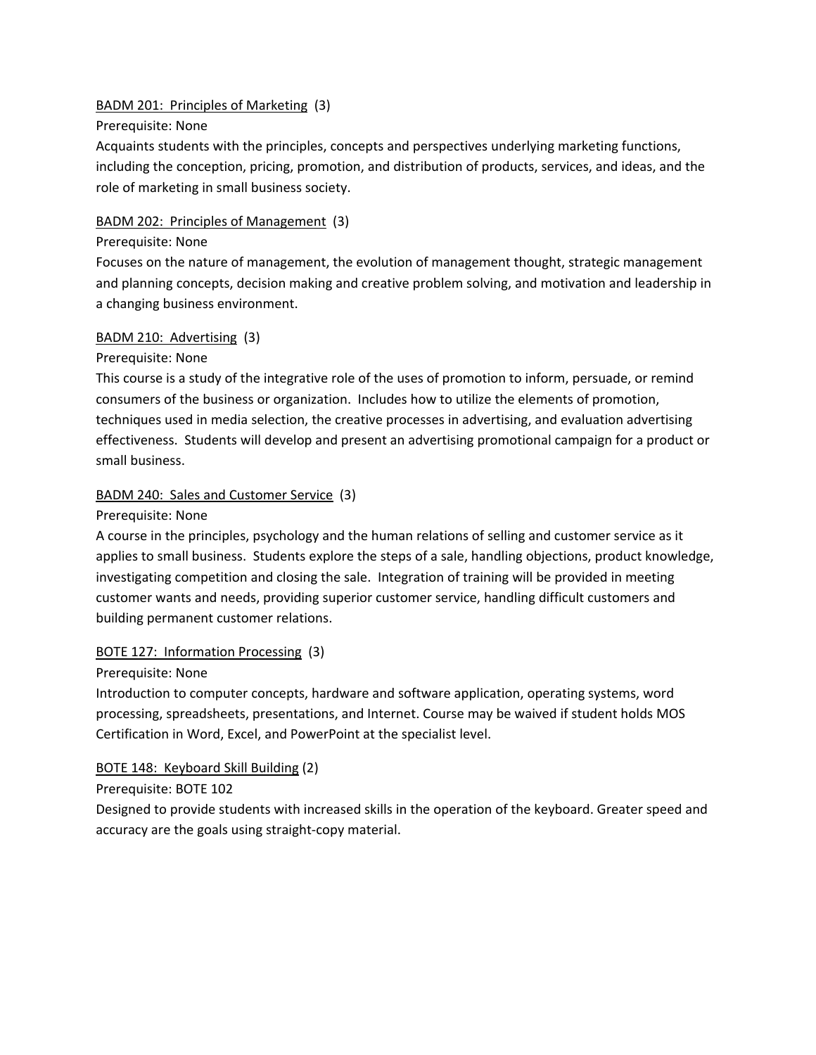<u>BADM 201: Principles of Marketing</u> (3)

Prerequisite: None

Acquaints students with the principles, concepts and perspectives underlying marketing functions, including the conception, pricing, promotion, and distribution of products, services, and ideas, and the role of marketing in small business society.

<u>BADM 202: Principles of Management</u> (3)

Prerequisite: None

Focuses on the nature of management, the evolution of management thought, strategic management and planning concepts, decision making and creative problem solving, and motivation and leadership in a changing business environment.

<u>BADM 210: Advertising</u> (3)

Prerequisite: None

This course is a study of the integrative role of the uses of promotion to inform, persuade, or remind consumers of the business or organization. Includes how to utilize the elements of promotion, techniques used in media selection, the creative processes in advertising, and evaluation advertising effectiveness. Students will develop and present an advertising promotional campaign for a product or small business.

<u>BADM 240: Sales and Customer Service</u> (3)

Prerequisite: None

A course in the principles, psychology and the human relations of selling and customer service as it applies to small business. Students explore the steps of a sale, handling objections, product knowledge, investigating competition and closing the sale. Integration of training will be provided in meeting customer wants and needs, providing superior customer service, handling difficult customers and building permanent customer relations.

<u>BOTE 127: Information Processing</u> (3)

Prerequisite: None

Introduction to computer concepts, hardware and software application, operating systems, word processing, spreadsheets, presentations, and Internet. Course may be waived if student holds MOS Certification in Word, Excel, and PowerPoint at the specialist level.

<u>BOTE 148: Keyboard Skill Building</u> (2)

Prerequisite: BOTE 102

Designed to provide students with increased skills in the operation of the keyboard. Greater speed and accuracy are the goals using straight-copy material.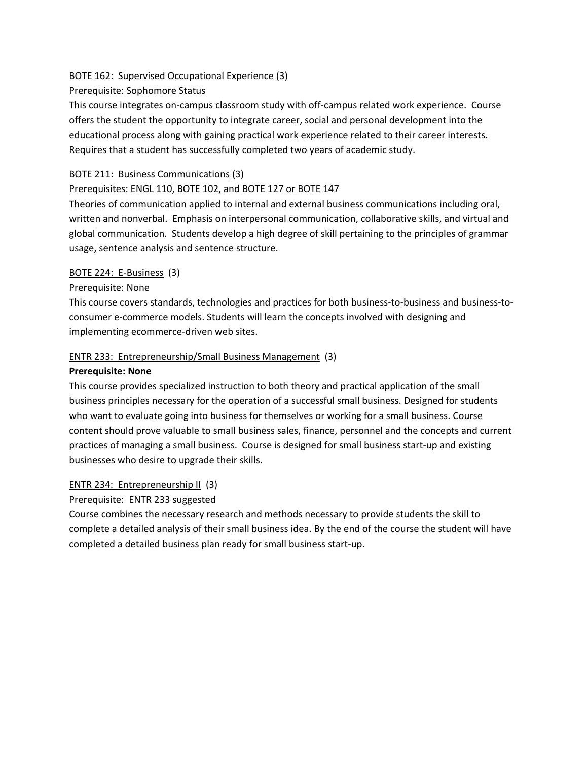BOTE 162:  Supervised Occupational Experience (3)

Prerequisite: Sophomore Status

This course integrates on-campus classroom study with off-campus related work experience.  Course offers the student the opportunity to integrate career, social and personal development into the educational process along with gaining practical work experience related to their career interests. Requires that a student has successfully completed two years of academic study.

BOTE 211:  Business Communications (3)

Prerequisites: ENGL 110, BOTE 102, and BOTE 127 or BOTE 147

Theories of communication applied to internal and external business communications including oral, written and nonverbal.  Emphasis on interpersonal communication, collaborative skills, and virtual and global communication.  Students develop a high degree of skill pertaining to the principles of grammar usage, sentence analysis and sentence structure.

BOTE 224:  E-Business  (3)

Prerequisite: None

This course covers standards, technologies and practices for both business-to-business and business-to-consumer e-commerce models. Students will learn the concepts involved with designing and implementing ecommerce-driven web sites.

ENTR 233:  Entrepreneurship/Small Business Management  (3)

**Prerequisite: None**

This course provides specialized instruction to both theory and practical application of the small business principles necessary for the operation of a successful small business. Designed for students who want to evaluate going into business for themselves or working for a small business. Course content should prove valuable to small business sales, finance, personnel and the concepts and current practices of managing a small business.  Course is designed for small business start-up and existing businesses who desire to upgrade their skills.

ENTR 234:  Entrepreneurship II  (3)

Prerequisite:  ENTR 233 suggested

Course combines the necessary research and methods necessary to provide students the skill to complete a detailed analysis of their small business idea. By the end of the course the student will have completed a detailed business plan ready for small business start-up.